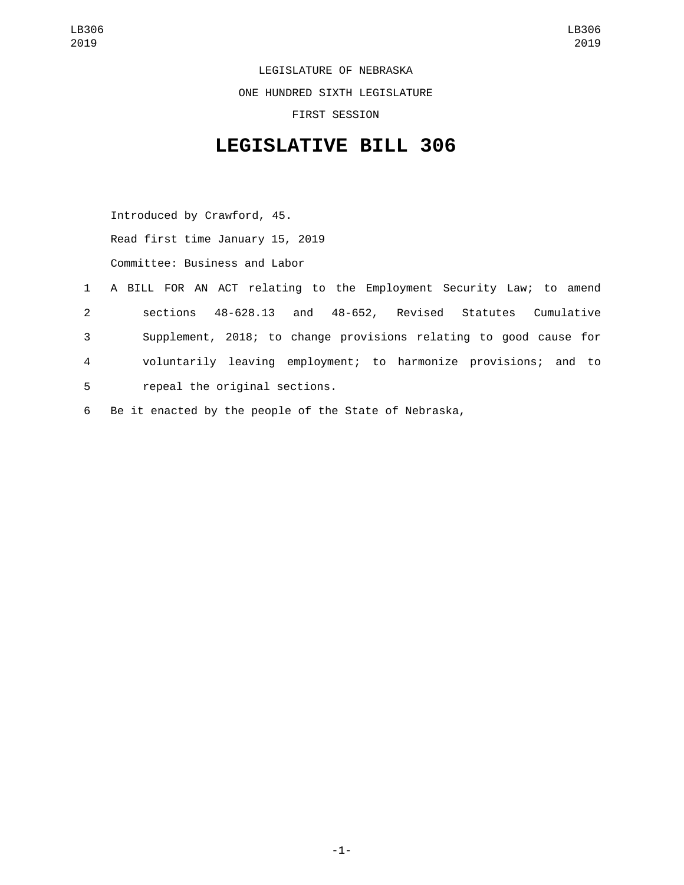LEGISLATURE OF NEBRASKA

ONE HUNDRED SIXTH LEGISLATURE

FIRST SESSION

# LEGISLATIVE BILL 306

Introduced by Crawford, 45.

Read first time January 15, 2019

Committee: Business and Labor

1 A BILL FOR AN ACT relating to the Employment Security Law; to amend
2 sections 48-628.13 and 48-652, Revised Statutes Cumulative
3 Supplement, 2018; to change provisions relating to good cause for
4 voluntarily leaving employment; to harmonize provisions; and to
5 repeal the original sections.
6 Be it enacted by the people of the State of Nebraska,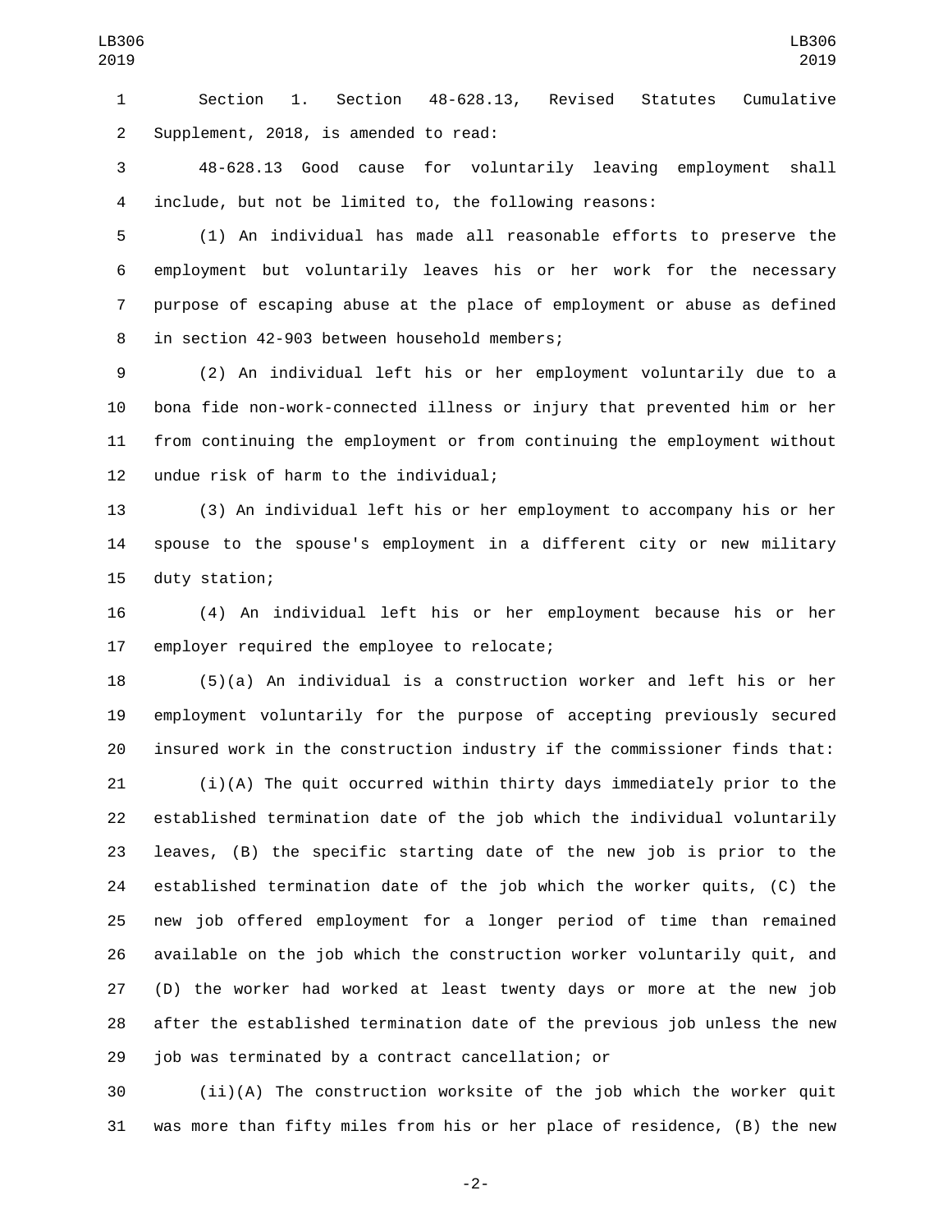Section 1. Section 48-628.13, Revised Statutes Cumulative Supplement, 2018, is amended to read:

48-628.13 Good cause for voluntarily leaving employment shall include, but not be limited to, the following reasons:

(1) An individual has made all reasonable efforts to preserve the employment but voluntarily leaves his or her work for the necessary purpose of escaping abuse at the place of employment or abuse as defined in section 42-903 between household members;

(2) An individual left his or her employment voluntarily due to a bona fide non-work-connected illness or injury that prevented him or her from continuing the employment or from continuing the employment without undue risk of harm to the individual;

(3) An individual left his or her employment to accompany his or her spouse to the spouse's employment in a different city or new military duty station;

(4) An individual left his or her employment because his or her employer required the employee to relocate;

(5)(a) An individual is a construction worker and left his or her employment voluntarily for the purpose of accepting previously secured insured work in the construction industry if the commissioner finds that:

(i)(A) The quit occurred within thirty days immediately prior to the established termination date of the job which the individual voluntarily leaves, (B) the specific starting date of the new job is prior to the established termination date of the job which the worker quits, (C) the new job offered employment for a longer period of time than remained available on the job which the construction worker voluntarily quit, and (D) the worker had worked at least twenty days or more at the new job after the established termination date of the previous job unless the new job was terminated by a contract cancellation; or

(ii)(A) The construction worksite of the job which the worker quit was more than fifty miles from his or her place of residence, (B) the new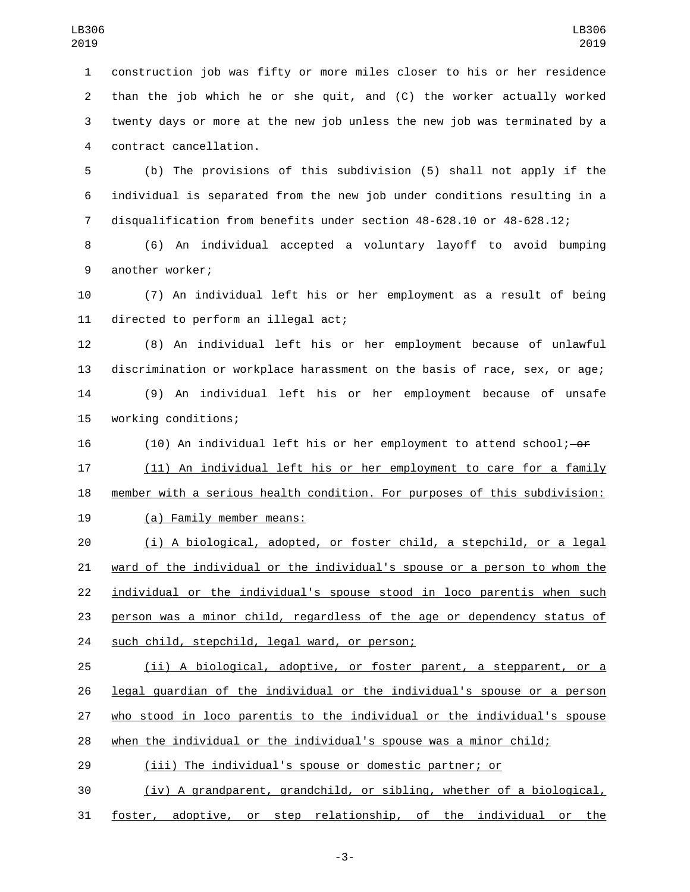construction job was fifty or more miles closer to his or her residence than the job which he or she quit, and (C) the worker actually worked twenty days or more at the new job unless the new job was terminated by a contract cancellation.

(b) The provisions of this subdivision (5) shall not apply if the individual is separated from the new job under conditions resulting in a disqualification from benefits under section 48-628.10 or 48-628.12;

(6) An individual accepted a voluntary layoff to avoid bumping another worker;

(7) An individual left his or her employment as a result of being directed to perform an illegal act;

(8) An individual left his or her employment because of unlawful discrimination or workplace harassment on the basis of race, sex, or age;

(9) An individual left his or her employment because of unsafe working conditions;

(10) An individual left his or her employment to attend school; ~~or~~

(11) An individual left his or her employment to care for a family member with a serious health condition. For purposes of this subdivision:

(a) Family member means:

(i) A biological, adopted, or foster child, a stepchild, or a legal ward of the individual or the individual's spouse or a person to whom the individual or the individual's spouse stood in loco parentis when such person was a minor child, regardless of the age or dependency status of such child, stepchild, legal ward, or person;

(ii) A biological, adoptive, or foster parent, a stepparent, or a legal guardian of the individual or the individual's spouse or a person who stood in loco parentis to the individual or the individual's spouse when the individual or the individual's spouse was a minor child;

(iii) The individual's spouse or domestic partner; or

(iv) A grandparent, grandchild, or sibling, whether of a biological, foster, adoptive, or step relationship, of the individual or the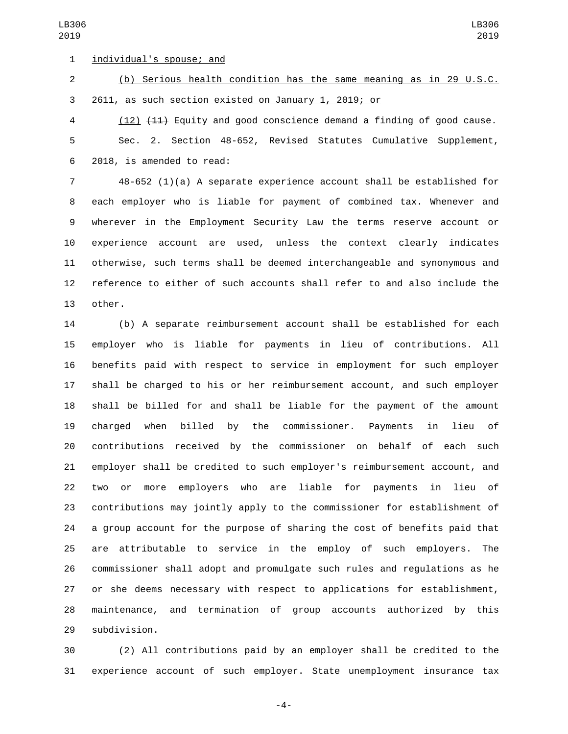individual's spouse; and

(b) Serious health condition has the same meaning as in 29 U.S.C. 2611, as such section existed on January 1, 2019; or

(12) ~~(11)~~ Equity and good conscience demand a finding of good cause.

Sec. 2. Section 48-652, Revised Statutes Cumulative Supplement, 2018, is amended to read:

48-652 (1)(a) A separate experience account shall be established for each employer who is liable for payment of combined tax. Whenever and wherever in the Employment Security Law the terms reserve account or experience account are used, unless the context clearly indicates otherwise, such terms shall be deemed interchangeable and synonymous and reference to either of such accounts shall refer to and also include the other.

(b) A separate reimbursement account shall be established for each employer who is liable for payments in lieu of contributions. All benefits paid with respect to service in employment for such employer shall be charged to his or her reimbursement account, and such employer shall be billed for and shall be liable for the payment of the amount charged when billed by the commissioner. Payments in lieu of contributions received by the commissioner on behalf of each such employer shall be credited to such employer's reimbursement account, and two or more employers who are liable for payments in lieu of contributions may jointly apply to the commissioner for establishment of a group account for the purpose of sharing the cost of benefits paid that are attributable to service in the employ of such employers. The commissioner shall adopt and promulgate such rules and regulations as he or she deems necessary with respect to applications for establishment, maintenance, and termination of group accounts authorized by this subdivision.

(2) All contributions paid by an employer shall be credited to the experience account of such employer. State unemployment insurance tax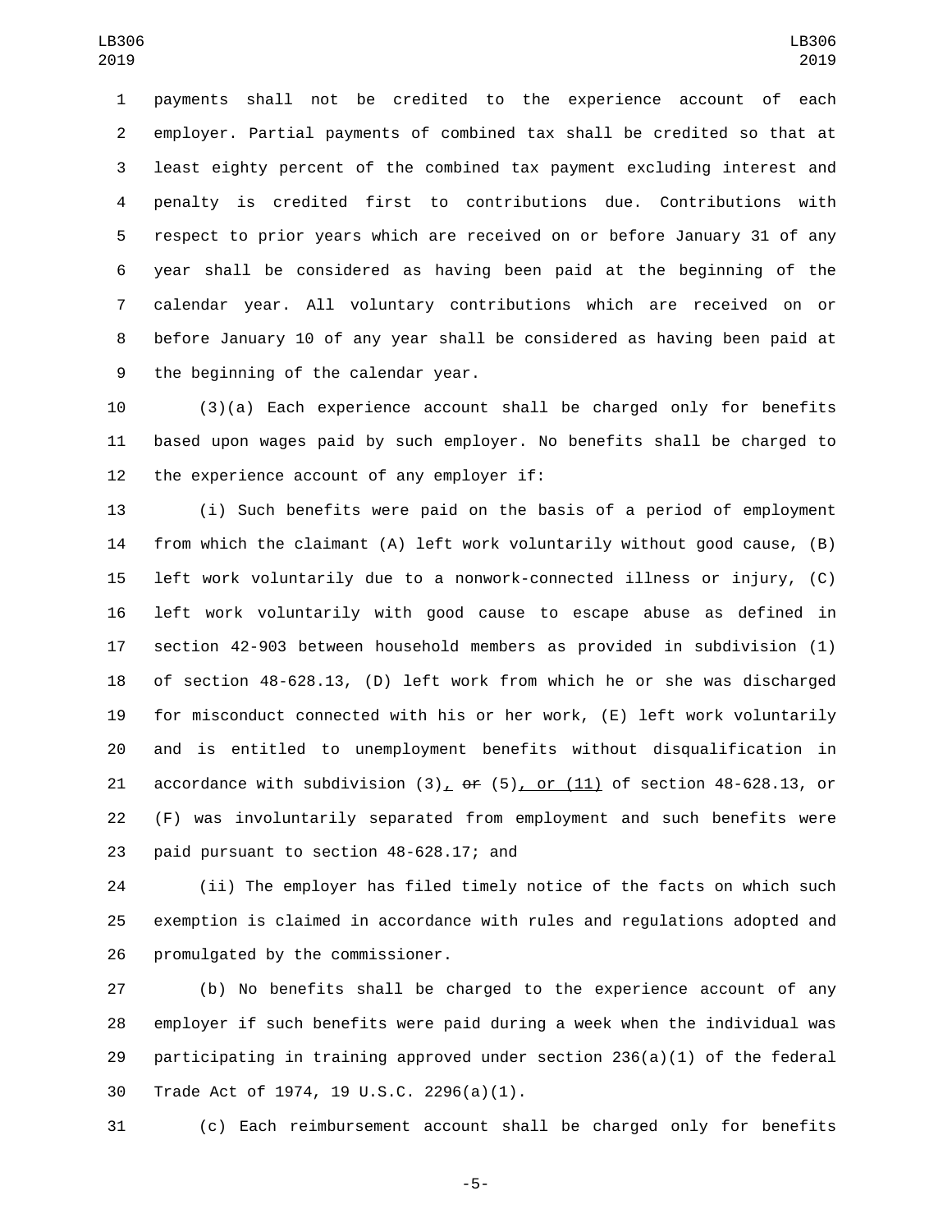payments shall not be credited to the experience account of each employer. Partial payments of combined tax shall be credited so that at least eighty percent of the combined tax payment excluding interest and penalty is credited first to contributions due. Contributions with respect to prior years which are received on or before January 31 of any year shall be considered as having been paid at the beginning of the calendar year. All voluntary contributions which are received on or before January 10 of any year shall be considered as having been paid at the beginning of the calendar year.

(3)(a) Each experience account shall be charged only for benefits based upon wages paid by such employer. No benefits shall be charged to the experience account of any employer if:

(i) Such benefits were paid on the basis of a period of employment from which the claimant (A) left work voluntarily without good cause, (B) left work voluntarily due to a nonwork-connected illness or injury, (C) left work voluntarily with good cause to escape abuse as defined in section 42-903 between household members as provided in subdivision (1) of section 48-628.13, (D) left work from which he or she was discharged for misconduct connected with his or her work, (E) left work voluntarily and is entitled to unemployment benefits without disqualification in accordance with subdivision (3), ~~or~~ (5), or (11) of section 48-628.13, or (F) was involuntarily separated from employment and such benefits were paid pursuant to section 48-628.17; and

(ii) The employer has filed timely notice of the facts on which such exemption is claimed in accordance with rules and regulations adopted and promulgated by the commissioner.

(b) No benefits shall be charged to the experience account of any employer if such benefits were paid during a week when the individual was participating in training approved under section 236(a)(1) of the federal Trade Act of 1974, 19 U.S.C. 2296(a)(1).

(c) Each reimbursement account shall be charged only for benefits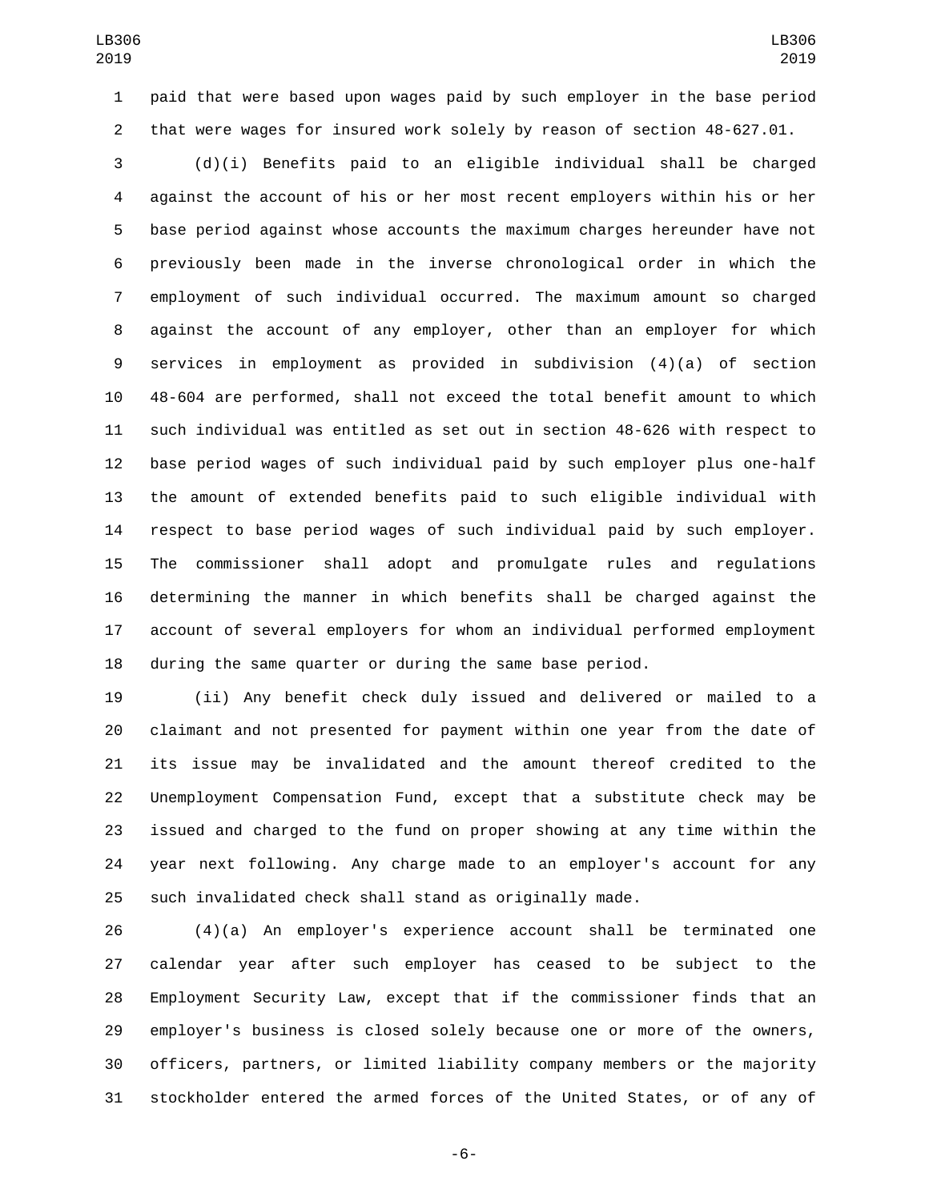paid that were based upon wages paid by such employer in the base period that were wages for insured work solely by reason of section 48-627.01.

(d)(i) Benefits paid to an eligible individual shall be charged against the account of his or her most recent employers within his or her base period against whose accounts the maximum charges hereunder have not previously been made in the inverse chronological order in which the employment of such individual occurred. The maximum amount so charged against the account of any employer, other than an employer for which services in employment as provided in subdivision (4)(a) of section 48-604 are performed, shall not exceed the total benefit amount to which such individual was entitled as set out in section 48-626 with respect to base period wages of such individual paid by such employer plus one-half the amount of extended benefits paid to such eligible individual with respect to base period wages of such individual paid by such employer. The commissioner shall adopt and promulgate rules and regulations determining the manner in which benefits shall be charged against the account of several employers for whom an individual performed employment during the same quarter or during the same base period.

(ii) Any benefit check duly issued and delivered or mailed to a claimant and not presented for payment within one year from the date of its issue may be invalidated and the amount thereof credited to the Unemployment Compensation Fund, except that a substitute check may be issued and charged to the fund on proper showing at any time within the year next following. Any charge made to an employer's account for any such invalidated check shall stand as originally made.

(4)(a) An employer's experience account shall be terminated one calendar year after such employer has ceased to be subject to the Employment Security Law, except that if the commissioner finds that an employer's business is closed solely because one or more of the owners, officers, partners, or limited liability company members or the majority stockholder entered the armed forces of the United States, or of any of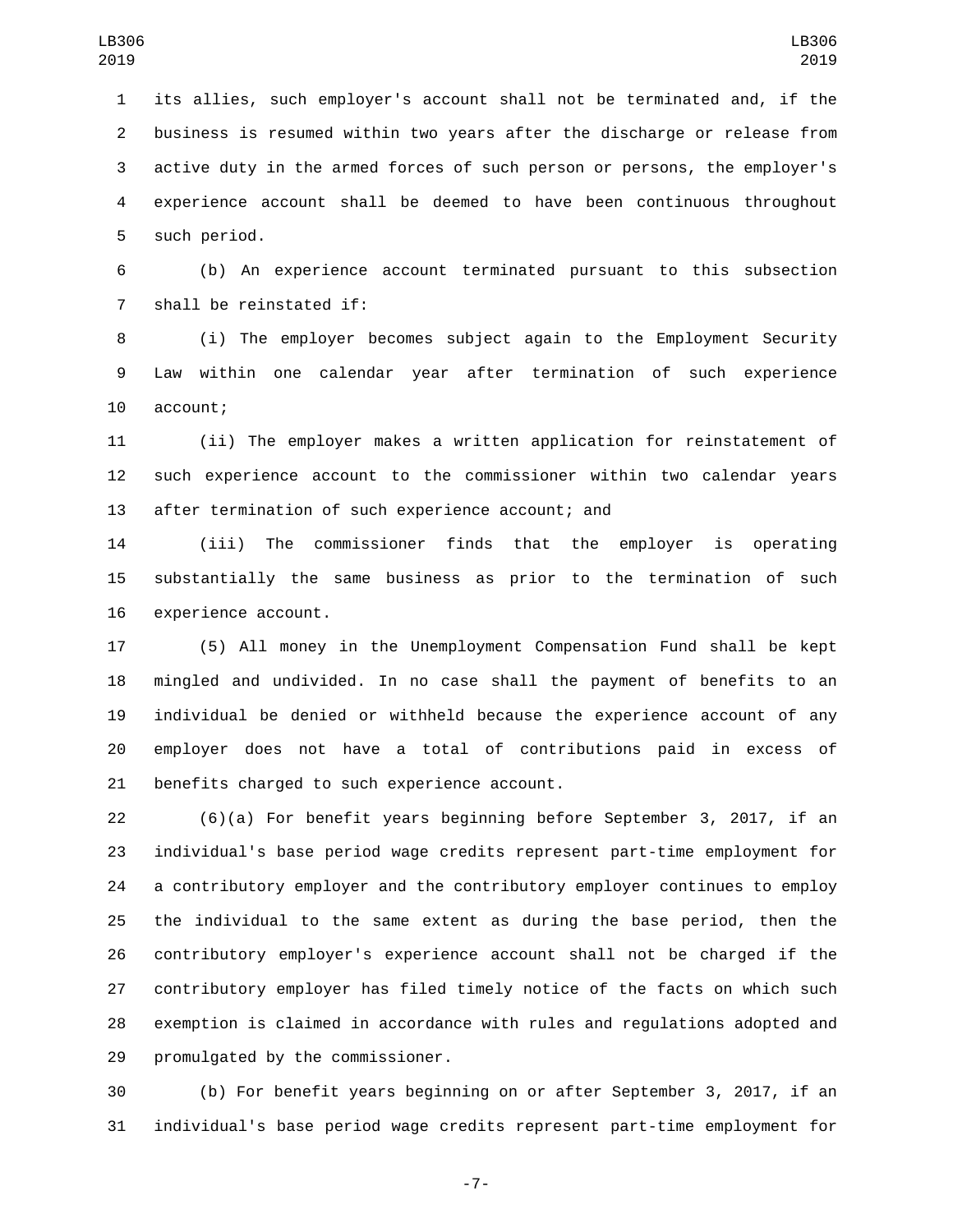its allies, such employer's account shall not be terminated and, if the business is resumed within two years after the discharge or release from active duty in the armed forces of such person or persons, the employer's experience account shall be deemed to have been continuous throughout such period.

(b) An experience account terminated pursuant to this subsection shall be reinstated if:

(i) The employer becomes subject again to the Employment Security Law within one calendar year after termination of such experience account;

(ii) The employer makes a written application for reinstatement of such experience account to the commissioner within two calendar years after termination of such experience account; and

(iii) The commissioner finds that the employer is operating substantially the same business as prior to the termination of such experience account.

(5) All money in the Unemployment Compensation Fund shall be kept mingled and undivided. In no case shall the payment of benefits to an individual be denied or withheld because the experience account of any employer does not have a total of contributions paid in excess of benefits charged to such experience account.

(6)(a) For benefit years beginning before September 3, 2017, if an individual's base period wage credits represent part-time employment for a contributory employer and the contributory employer continues to employ the individual to the same extent as during the base period, then the contributory employer's experience account shall not be charged if the contributory employer has filed timely notice of the facts on which such exemption is claimed in accordance with rules and regulations adopted and promulgated by the commissioner.

(b) For benefit years beginning on or after September 3, 2017, if an individual's base period wage credits represent part-time employment for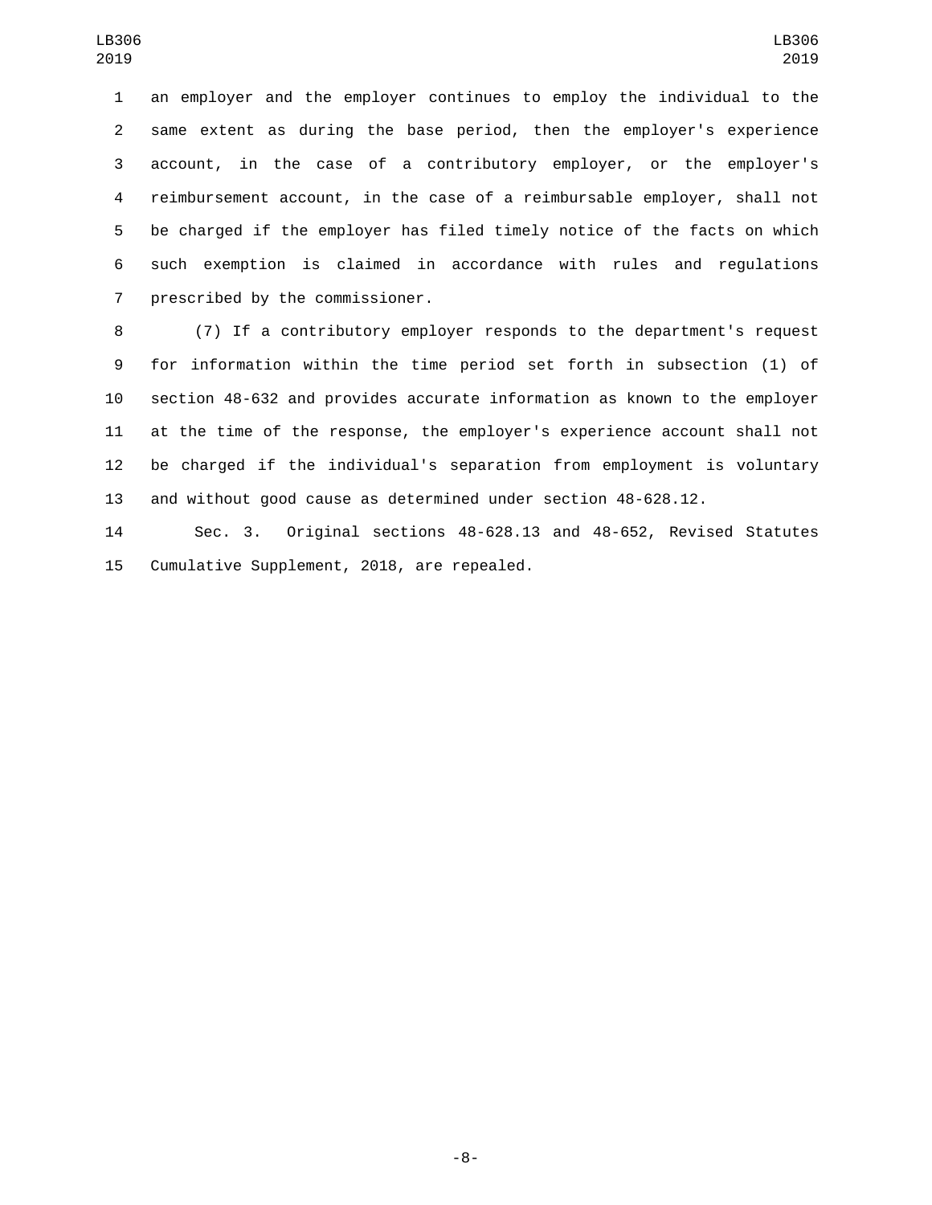an employer and the employer continues to employ the individual to the same extent as during the base period, then the employer's experience account, in the case of a contributory employer, or the employer's reimbursement account, in the case of a reimbursable employer, shall not be charged if the employer has filed timely notice of the facts on which such exemption is claimed in accordance with rules and regulations prescribed by the commissioner.

(7) If a contributory employer responds to the department's request for information within the time period set forth in subsection (1) of section 48-632 and provides accurate information as known to the employer at the time of the response, the employer's experience account shall not be charged if the individual's separation from employment is voluntary and without good cause as determined under section 48-628.12.

Sec. 3. Original sections 48-628.13 and 48-652, Revised Statutes Cumulative Supplement, 2018, are repealed.